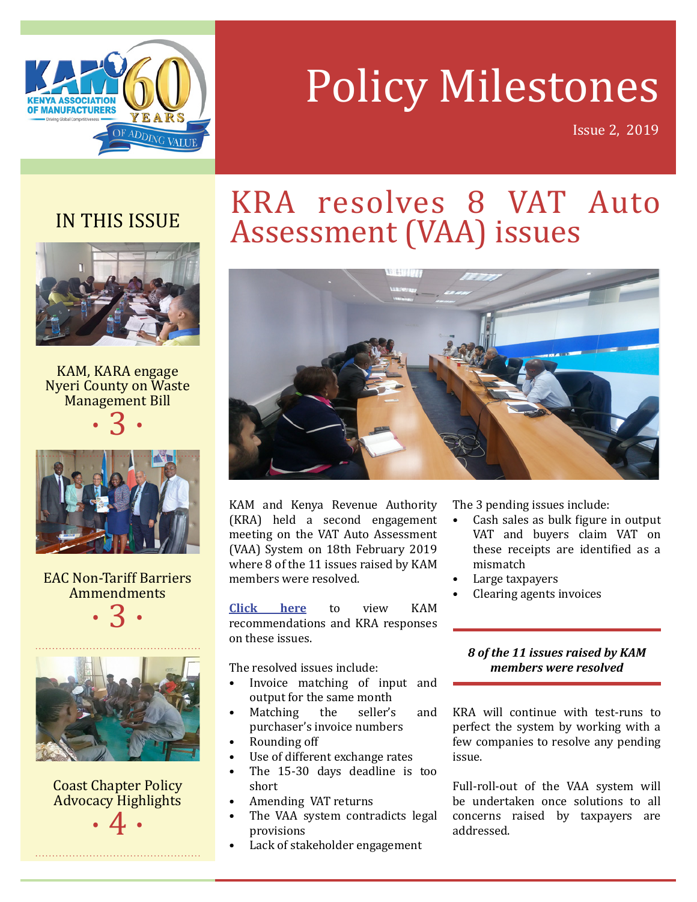# Policy Milestones

Issue 2, 2019

## IN THIS ISSUE

KAM, KARA engage Nyeri County on Waste Management Bill
• 3 •

EAC Non-Tariff Barriers Ammendments
• 3 •

Coast Chapter Policy Advocacy Highlights
• 4 •

# KRA resolves 8 VAT Auto Assessment (VAA) issues

KAM and Kenya Revenue Authority (KRA) held a second engagement meeting on the VAT Auto Assessment (VAA) System on 18th February 2019 where 8 of the 11 issues raised by KAM members were resolved.

**Click here** to view KAM recommendations and KRA responses on these issues.

The resolved issues include:

- Invoice matching of input and output for the same month
- Matching the seller's and purchaser's invoice numbers
- Rounding off
- Use of different exchange rates
- The 15-30 days deadline is too short
- Amending VAT returns
- The VAA system contradicts legal provisions
- Lack of stakeholder engagement

The 3 pending issues include:

- Cash sales as bulk figure in output VAT and buyers claim VAT on these receipts are identified as a mismatch
- Large taxpayers
- Clearing agents invoices

***8 of the 11 issues raised by KAM members were resolved***

KRA will continue with test-runs to perfect the system by working with a few companies to resolve any pending issue.

Full-roll-out of the VAA system will be undertaken once solutions to all concerns raised by taxpayers are addressed.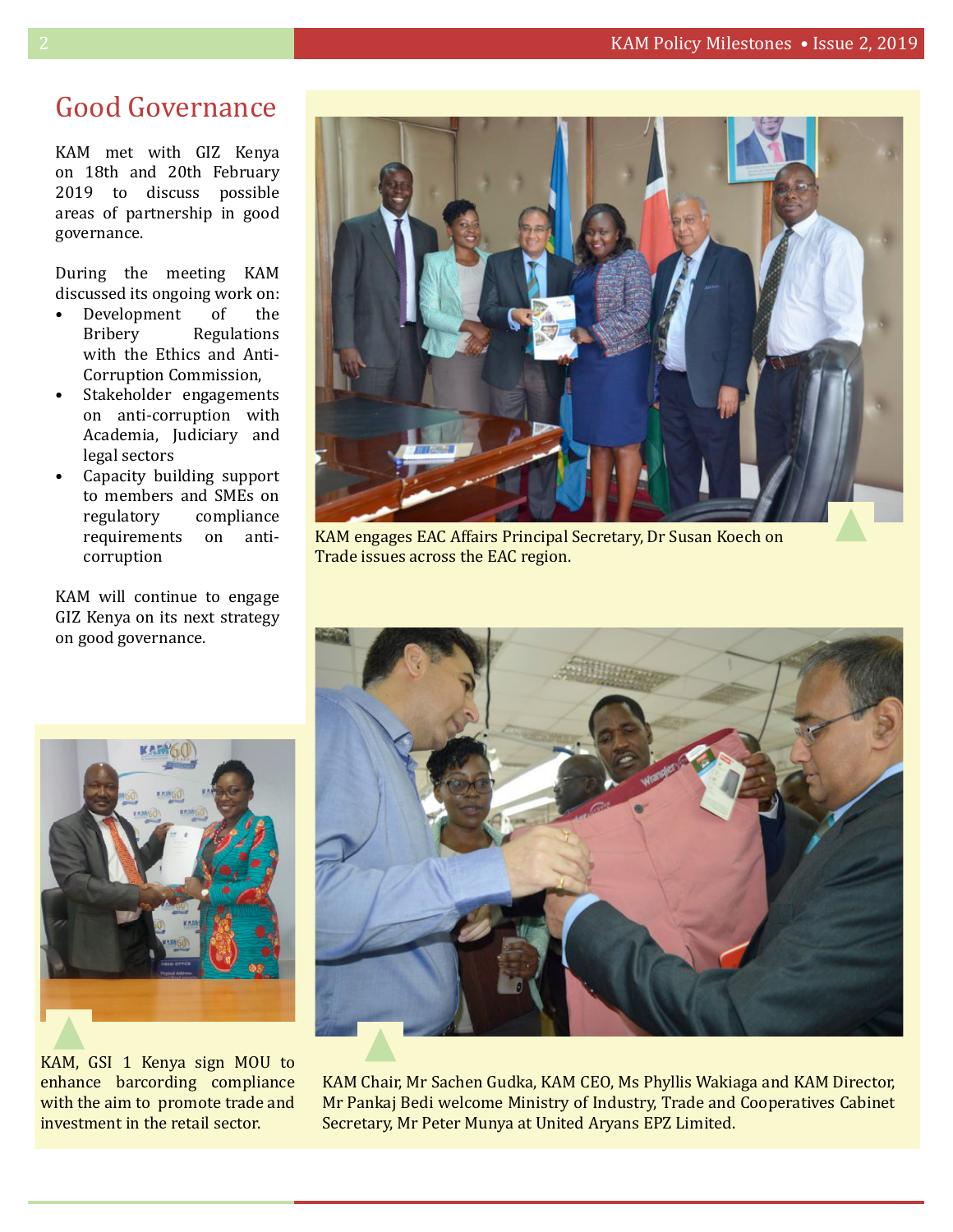## Good Governance

KAM met with GIZ Kenya on 18th and 20th February 2019 to discuss possible areas of partnership in good governance.

During the meeting KAM discussed its ongoing work on:

- Development of the Bribery Regulations with the Ethics and Anti-Corruption Commission,
- Stakeholder engagements on anti-corruption with Academia, Judiciary and legal sectors
- Capacity building support to members and SMEs on regulatory compliance requirements on anti-corruption

KAM will continue to engage GIZ Kenya on its next strategy on good governance.

KAM engages EAC Affairs Principal Secretary, Dr Susan Koech on Trade issues across the EAC region.

KAM, GSI 1 Kenya sign MOU to enhance barcording compliance with the aim to promote trade and investment in the retail sector.

KAM Chair, Mr Sachen Gudka, KAM CEO, Ms Phyllis Wakiaga and KAM Director, Mr Pankaj Bedi welcome Ministry of Industry, Trade and Cooperatives Cabinet Secretary, Mr Peter Munya at United Aryans EPZ Limited.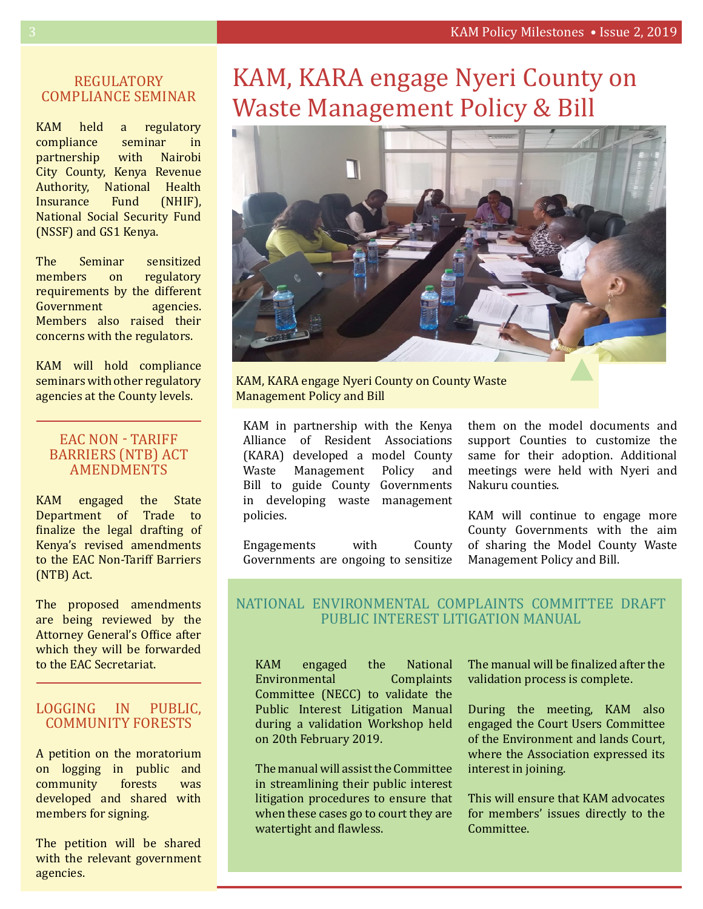## REGULATORY COMPLIANCE SEMINAR

KAM held a regulatory compliance seminar in partnership with Nairobi City County, Kenya Revenue Authority, National Health Insurance Fund (NHIF), National Social Security Fund (NSSF) and GS1 Kenya.

The Seminar sensitized members on regulatory requirements by the different Government agencies. Members also raised their concerns with the regulators.

KAM will hold compliance seminars with other regulatory agencies at the County levels.

## EAC NON - TARIFF BARRIERS (NTB) ACT AMENDMENTS

KAM engaged the State Department of Trade to finalize the legal drafting of Kenya's revised amendments to the EAC Non-Tariff Barriers (NTB) Act.

The proposed amendments are being reviewed by the Attorney General's Office after which they will be forwarded to the EAC Secretariat.

## LOGGING IN PUBLIC, COMMUNITY FORESTS

A petition on the moratorium on logging in public and community forests was developed and shared with members for signing.

The petition will be shared with the relevant government agencies.

# KAM, KARA engage Nyeri County on Waste Management Policy & Bill

KAM, KARA engage Nyeri County on County Waste Management Policy and Bill

KAM in partnership with the Kenya Alliance of Resident Associations (KARA) developed a model County Waste Management Policy and Bill to guide County Governments in developing waste management policies.

Engagements with County Governments are ongoing to sensitize them on the model documents and support Counties to customize the same for their adoption. Additional meetings were held with Nyeri and Nakuru counties.

KAM will continue to engage more County Governments with the aim of sharing the Model County Waste Management Policy and Bill.

## NATIONAL ENVIRONMENTAL COMPLAINTS COMMITTEE DRAFT PUBLIC INTEREST LITIGATION MANUAL

KAM engaged the National Environmental Complaints Committee (NECC) to validate the Public Interest Litigation Manual during a validation Workshop held on 20th February 2019.

The manual will assist the Committee in streamlining their public interest litigation procedures to ensure that when these cases go to court they are watertight and flawless.

The manual will be finalized after the validation process is complete.

During the meeting, KAM also engaged the Court Users Committee of the Environment and lands Court, where the Association expressed its interest in joining.

This will ensure that KAM advocates for members' issues directly to the Committee.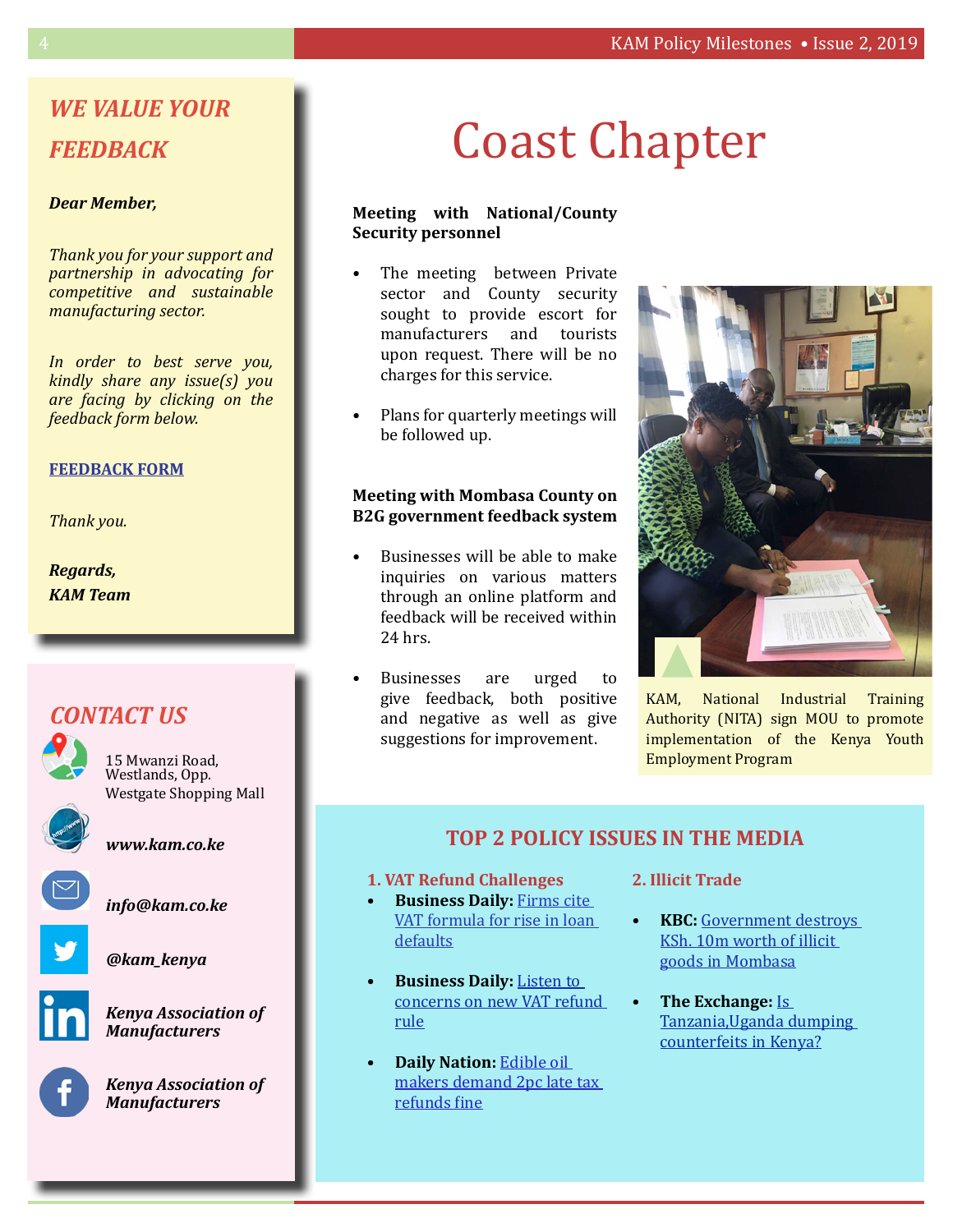## *WE VALUE YOUR FEEDBACK*

***Dear Member,***

*Thank you for your support and partnership in advocating for competitive and sustainable manufacturing sector.*

*In order to best serve you, kindly share any issue(s) you are facing by clicking on the feedback form below.*

**FEEDBACK FORM**

*Thank you.*

***Regards,***
***KAM Team***

## *CONTACT US*

15 Mwanzi Road, Westlands, Opp. Westgate Shopping Mall

***www.kam.co.ke***

***info@kam.co.ke***

***@kam_kenya***

***Kenya Association of Manufacturers***

***Kenya Association of Manufacturers***

# Coast Chapter

**Meeting with National/County Security personnel**

- The meeting between Private sector and County security sought to provide escort for manufacturers and tourists upon request. There will be no charges for this service.
- Plans for quarterly meetings will be followed up.

**Meeting with Mombasa County on B2G government feedback system**

- Businesses will be able to make inquiries on various matters through an online platform and feedback will be received within 24 hrs.
- Businesses are urged to give feedback, both positive and negative as well as give suggestions for improvement.

KAM, National Industrial Training Authority (NITA) sign MOU to promote implementation of the Kenya Youth Employment Program

## TOP 2 POLICY ISSUES IN THE MEDIA

**1. VAT Refund Challenges**

- **Business Daily:** Firms cite VAT formula for rise in loan defaults
- **Business Daily:** Listen to concerns on new VAT refund rule
- **Daily Nation:** Edible oil makers demand 2pc late tax refunds fine

**2. Illicit Trade**

- **KBC:** Government destroys KSh. 10m worth of illicit goods in Mombasa
- **The Exchange:** Is Tanzania,Uganda dumping counterfeits in Kenya?